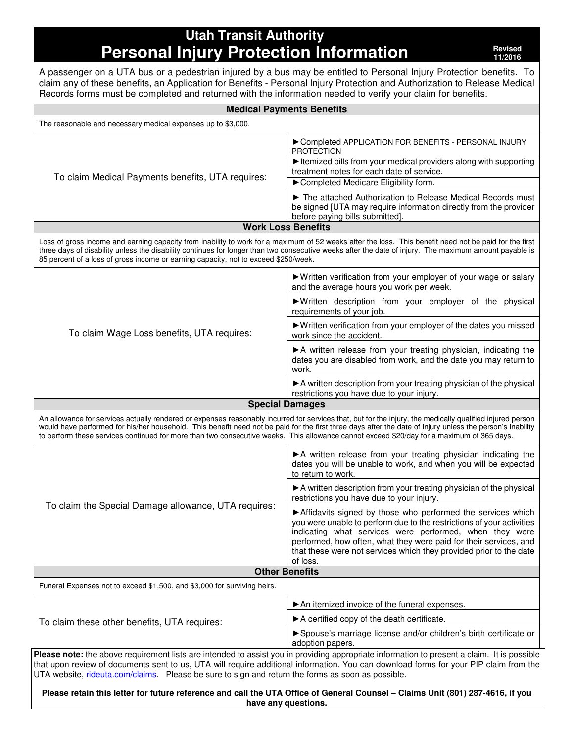# Utah Transit Authority
# Personal Injury Protection Information

Revised 11/2016

A passenger on a UTA bus or a pedestrian injured by a bus may be entitled to Personal Injury Protection benefits. To claim any of these benefits, an Application for Benefits - Personal Injury Protection and Authorization to Release Medical Records forms must be completed and returned with the information needed to verify your claim for benefits.

## Medical Payments Benefits

The reasonable and necessary medical expenses up to $3,000.

| To claim Medical Payments benefits, UTA requires: | |
|---|---|
| | ►Completed APPLICATION FOR BENEFITS - PERSONAL INJURY PROTECTION |
| | ►Itemized bills from your medical providers along with supporting treatment notes for each date of service. |
| | ►Completed Medicare Eligibility form. |
| | ► The attached Authorization to Release Medical Records must be signed [UTA may require information directly from the provider before paying bills submitted]. |

## Work Loss Benefits

Loss of gross income and earning capacity from inability to work for a maximum of 52 weeks after the loss. This benefit need not be paid for the first three days of disability unless the disability continues for longer than two consecutive weeks after the date of injury. The maximum amount payable is 85 percent of a loss of gross income or earning capacity, not to exceed $250/week.

| To claim Wage Loss benefits, UTA requires: | |
|---|---|
| | ►Written verification from your employer of your wage or salary and the average hours you work per week. |
| | ►Written description from your employer of the physical requirements of your job. |
| | ►Written verification from your employer of the dates you missed work since the accident. |
| | ►A written release from your treating physician, indicating the dates you are disabled from work, and the date you may return to work. |
| | ►A written description from your treating physician of the physical restrictions you have due to your injury. |

## Special Damages

An allowance for services actually rendered or expenses reasonably incurred for services that, but for the injury, the medically qualified injured person would have performed for his/her household. This benefit need not be paid for the first three days after the date of injury unless the person's inability to perform these services continued for more than two consecutive weeks. This allowance cannot exceed $20/day for a maximum of 365 days.

| To claim the Special Damage allowance, UTA requires: | |
|---|---|
| | ►A written release from your treating physician indicating the dates you will be unable to work, and when you will be expected to return to work. |
| | ►A written description from your treating physician of the physical restrictions you have due to your injury. |
| | ►Affidavits signed by those who performed the services which you were unable to perform due to the restrictions of your activities indicating what services were performed, when they were performed, how often, what they were paid for their services, and that these were not services which they provided prior to the date of loss. |

## Other Benefits

Funeral Expenses not to exceed $1,500, and $3,000 for surviving heirs.

| To claim these other benefits, UTA requires: | |
|---|---|
| | ►An itemized invoice of the funeral expenses. |
| | ►A certified copy of the death certificate. |
| | ►Spouse's marriage license and/or children's birth certificate or adoption papers. |

**Please note:** the above requirement lists are intended to assist you in providing appropriate information to present a claim. It is possible that upon review of documents sent to us, UTA will require additional information. You can download forms for your PIP claim from the UTA website, rideuta.com/claims. Please be sure to sign and return the forms as soon as possible.

**Please retain this letter for future reference and call the UTA Office of General Counsel – Claims Unit (801) 287-4616, if you have any questions.**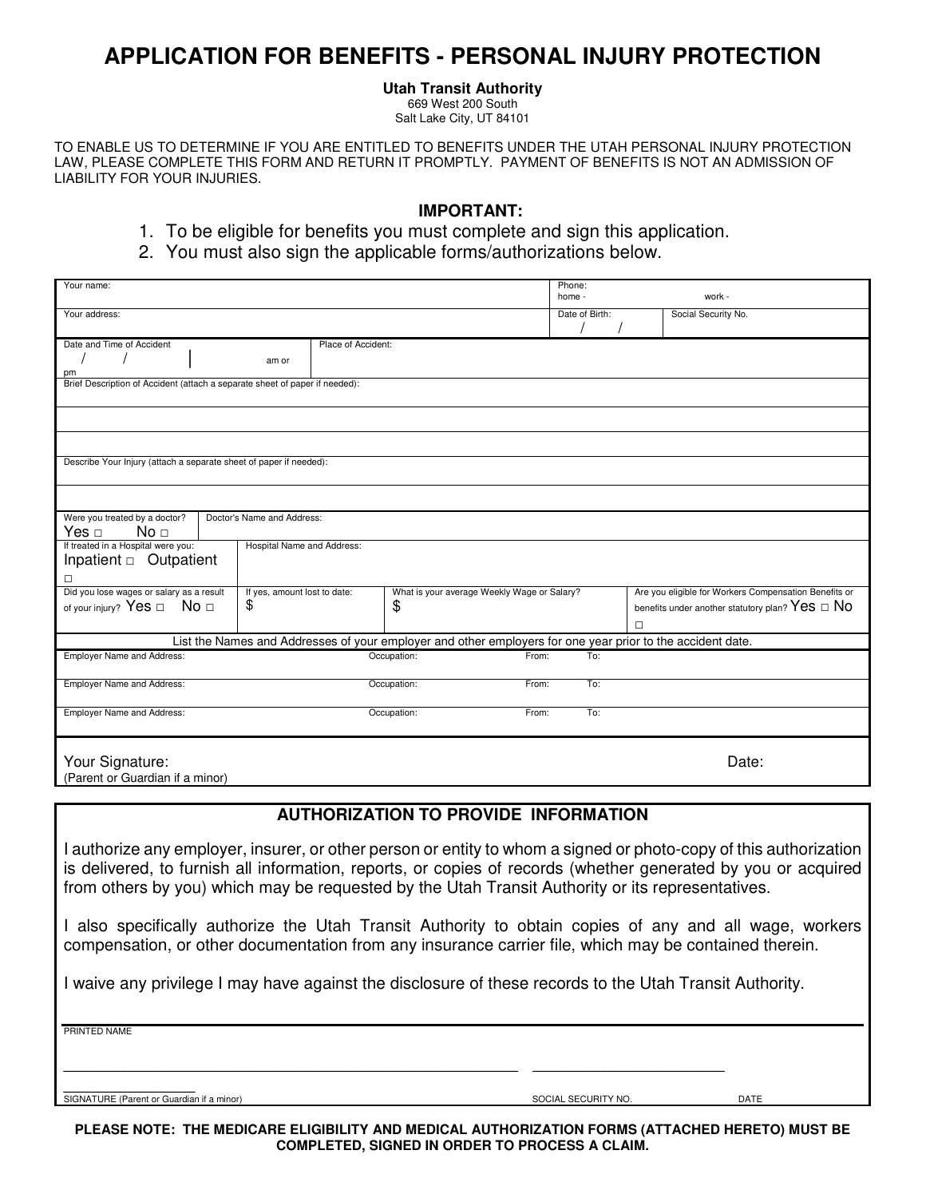# APPLICATION FOR BENEFITS - PERSONAL INJURY PROTECTION

**Utah Transit Authority**
669 West 200 South
Salt Lake City, UT 84101

TO ENABLE US TO DETERMINE IF YOU ARE ENTITLED TO BENEFITS UNDER THE UTAH PERSONAL INJURY PROTECTION LAW, PLEASE COMPLETE THIS FORM AND RETURN IT PROMPTLY. PAYMENT OF BENEFITS IS NOT AN ADMISSION OF LIABILITY FOR YOUR INJURIES.

**IMPORTANT:**

1. To be eligible for benefits you must complete and sign this application.
2. You must also sign the applicable forms/authorizations below.

| | | | |
|---|---|---|---|
| Your name: | | Phone: home - work - | |
| Your address: | | Date of Birth: / / | Social Security No. |
| Date and Time of Accident / / am or pm | Place of Accident: | | |
| Brief Description of Accident (attach a separate sheet of paper if needed): | | | |
| | | | |
| | | | |
| Describe Your Injury (attach a separate sheet of paper if needed): | | | |
| | | | |
| Were you treated by a doctor? Yes □ No □ | Doctor's Name and Address: | | |
| If treated in a Hospital were you: Inpatient □ Outpatient □ | Hospital Name and Address: | | |
| Did you lose wages or salary as a result of your injury? Yes □ No □ | If yes, amount lost to date: $ | What is your average Weekly Wage or Salary? $ | Are you eligible for Workers Compensation Benefits or benefits under another statutory plan? Yes □ No □ |

List the Names and Addresses of your employer and other employers for one year prior to the accident date.

| Employer Name and Address: | Occupation: | From: | To: |
|---|---|---|---|
| Employer Name and Address: | Occupation: | From: | To: |
| Employer Name and Address: | Occupation: | From: | To: |

Your Signature: Date:
(Parent or Guardian if a minor)

## AUTHORIZATION TO PROVIDE INFORMATION

I authorize any employer, insurer, or other person or entity to whom a signed or photo-copy of this authorization is delivered, to furnish all information, reports, or copies of records (whether generated by you or acquired from others by you) which may be requested by the Utah Transit Authority or its representatives.

I also specifically authorize the Utah Transit Authority to obtain copies of any and all wage, workers compensation, or other documentation from any insurance carrier file, which may be contained therein.

I waive any privilege I may have against the disclosure of these records to the Utah Transit Authority.

PRINTED NAME

SIGNATURE (Parent or Guardian if a minor) SOCIAL SECURITY NO. DATE

**PLEASE NOTE: THE MEDICARE ELIGIBILITY AND MEDICAL AUTHORIZATION FORMS (ATTACHED HERETO) MUST BE COMPLETED, SIGNED IN ORDER TO PROCESS A CLAIM.**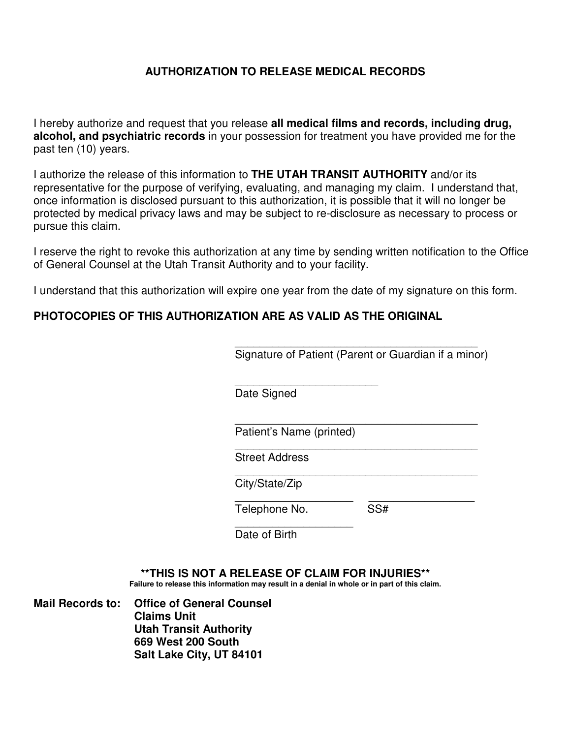# AUTHORIZATION TO RELEASE MEDICAL RECORDS

I hereby authorize and request that you release **all medical films and records, including drug, alcohol, and psychiatric records** in your possession for treatment you have provided me for the past ten (10) years.

I authorize the release of this information to **THE UTAH TRANSIT AUTHORITY** and/or its representative for the purpose of verifying, evaluating, and managing my claim. I understand that, once information is disclosed pursuant to this authorization, it is possible that it will no longer be protected by medical privacy laws and may be subject to re-disclosure as necessary to process or pursue this claim.

I reserve the right to revoke this authorization at any time by sending written notification to the Office of General Counsel at the Utah Transit Authority and to your facility.

I understand that this authorization will expire one year from the date of my signature on this form.

**PHOTOCOPIES OF THIS AUTHORIZATION ARE AS VALID AS THE ORIGINAL**

\_\_\_\_\_\_\_\_\_\_\_\_\_\_\_\_\_\_\_\_\_\_\_\_\_\_\_\_\_\_\_\_\_\_\_\_\_\_\_\_
Signature of Patient (Parent or Guardian if a minor)

\_\_\_\_\_\_\_\_\_\_\_\_\_\_\_\_\_\_\_\_\_\_\_\_\_
Date Signed

\_\_\_\_\_\_\_\_\_\_\_\_\_\_\_\_\_\_\_\_\_\_\_\_\_\_\_\_\_\_\_\_\_\_\_\_\_\_\_\_
Patient's Name (printed)

\_\_\_\_\_\_\_\_\_\_\_\_\_\_\_\_\_\_\_\_\_\_\_\_\_\_\_\_\_\_\_\_\_\_\_\_\_\_\_\_
Street Address

\_\_\_\_\_\_\_\_\_\_\_\_\_\_\_\_\_\_\_\_\_\_\_\_\_\_\_\_\_\_\_\_\_\_\_\_\_\_\_\_
City/State/Zip

\_\_\_\_\_\_\_\_\_\_\_\_\_\_\_\_\_\_\_\_ \_\_\_\_\_\_\_\_\_\_\_\_\_\_\_\_\_\_
Telephone No. SS#

\_\_\_\_\_\_\_\_\_\_\_\_\_\_\_\_\_\_\_\_
Date of Birth

**\*\*THIS IS NOT A RELEASE OF CLAIM FOR INJURIES\*\***

**Failure to release this information may result in a denial in whole or in part of this claim.**

**Mail Records to:**
**Office of General Counsel**
**Claims Unit**
**Utah Transit Authority**
**669 West 200 South**
**Salt Lake City, UT 84101**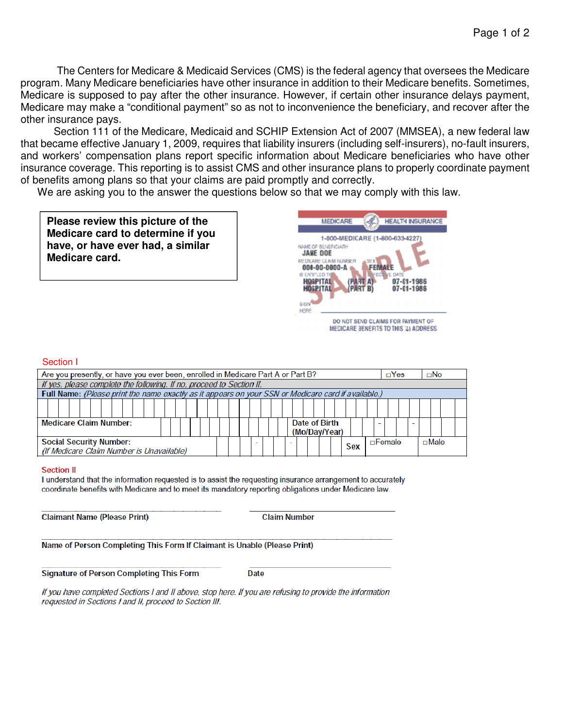The Centers for Medicare & Medicaid Services (CMS) is the federal agency that oversees the Medicare program. Many Medicare beneficiaries have other insurance in addition to their Medicare benefits. Sometimes, Medicare is supposed to pay after the other insurance. However, if certain other insurance delays payment, Medicare may make a "conditional payment" so as not to inconvenience the beneficiary, and recover after the other insurance pays.

Section 111 of the Medicare, Medicaid and SCHIP Extension Act of 2007 (MMSEA), a new federal law that became effective January 1, 2009, requires that liability insurers (including self-insurers), no-fault insurers, and workers' compensation plans report specific information about Medicare beneficiaries who have other insurance coverage. This reporting is to assist CMS and other insurance plans to properly coordinate payment of benefits among plans so that your claims are paid promptly and correctly.

We are asking you to the answer the questions below so that we may comply with this law.

**Please review this picture of the Medicare card to determine if you have, or have ever had, a similar Medicare card.**

MEDICARE HEALTH INSURANCE
1-800-MEDICARE (1-800-633-4227)
NAME OF BENEFICIARY
JANE DOE
MEDICARE CLAIM NUMBER SEX
000-00-0000-A FEMALE
IS ENTITLED TO EFFECTIVE DATE
HOSPITAL (PART A) 07-01-1986
HOSPITAL (PART B) 07-01-1986
SIGN HERE
SAMPLE
DO NOT SEND CLAIMS FOR PAYMENT OF MEDICARE BENEFITS TO THIS ADDRESS

## Section I

| Are you presently, or have you ever been, enrolled in Medicare Part A or Part B? | | □Yes | □No |
|---|---|---|---|
| *If yes, please complete the following. If no, proceed to Section II.* | | | |
| **Full Name:** *(Please print the name exactly as it appears on your SSN or Medicare card if available.)* | | | |
| | | | |
| **Medicare Claim Number:** | **Date of Birth (Mo/Day/Year)** - - | | |
| **Social Security Number:** *(If Medicare Claim Number is Unavailable)* - - | **Sex** | □Female | □Male |

## Section II

I understand that the information requested is to assist the requesting insurance arrangement to accurately coordinate benefits with Medicare and to meet its mandatory reporting obligations under Medicare law.

**Claimant Name (Please Print)** ______________________ **Claim Number** ______________________

**Name of Person Completing This Form If Claimant is Unable (Please Print)** ______________________

**Signature of Person Completing This Form** ______________________ **Date** ______________________

*If you have completed Sections I and II above, stop here. If you are refusing to provide the information requested in Sections I and II, proceed to Section III.*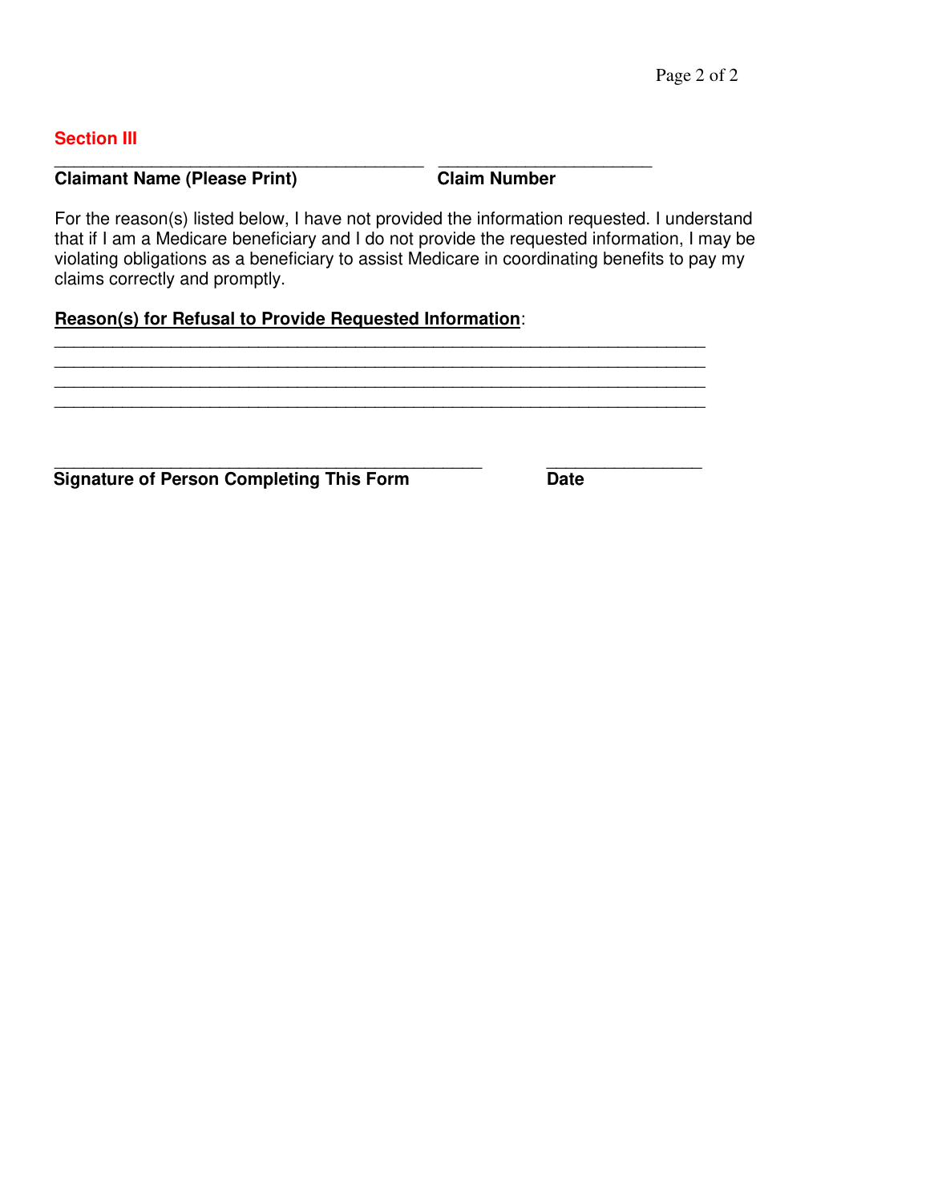## Section III

\_\_\_\_\_\_\_\_\_\_\_\_\_\_\_\_\_\_\_\_\_\_\_\_\_\_\_\_\_\_\_\_\_\_\_\_\_\_\_ \_\_\_\_\_\_\_\_\_\_\_\_\_\_\_\_\_\_\_\_\_\_\_

**Claimant Name (Please Print)** **Claim Number**

For the reason(s) listed below, I have not provided the information requested. I understand that if I am a Medicare beneficiary and I do not provide the requested information, I may be violating obligations as a beneficiary to assist Medicare in coordinating benefits to pay my claims correctly and promptly.

**Reason(s) for Refusal to Provide Requested Information**:

\_\_\_\_\_\_\_\_\_\_\_\_\_\_\_\_\_\_\_\_\_\_\_\_\_\_\_\_\_\_\_\_\_\_\_\_\_\_\_\_\_\_\_\_\_\_\_\_\_\_\_\_\_\_\_\_\_\_\_\_\_\_\_\_\_\_\_\_

\_\_\_\_\_\_\_\_\_\_\_\_\_\_\_\_\_\_\_\_\_\_\_\_\_\_\_\_\_\_\_\_\_\_\_\_\_\_\_\_\_\_\_\_\_\_\_\_\_\_\_\_\_\_\_\_\_\_\_\_\_\_\_\_\_\_\_\_

\_\_\_\_\_\_\_\_\_\_\_\_\_\_\_\_\_\_\_\_\_\_\_\_\_\_\_\_\_\_\_\_\_\_\_\_\_\_\_\_\_\_\_\_\_\_\_\_\_\_\_\_\_\_\_\_\_\_\_\_\_\_\_\_\_\_\_\_

\_\_\_\_\_\_\_\_\_\_\_\_\_\_\_\_\_\_\_\_\_\_\_\_\_\_\_\_\_\_\_\_\_\_\_\_\_\_\_\_\_\_\_\_\_\_\_\_\_\_\_\_\_\_\_\_\_\_\_\_\_\_\_\_\_\_\_\_

\_\_\_\_\_\_\_\_\_\_\_\_\_\_\_\_\_\_\_\_\_\_\_\_\_\_\_\_\_\_\_\_\_\_\_\_\_\_\_\_\_\_\_\_\_ \_\_\_\_\_\_\_\_\_\_\_\_\_\_\_\_\_

**Signature of Person Completing This Form** **Date**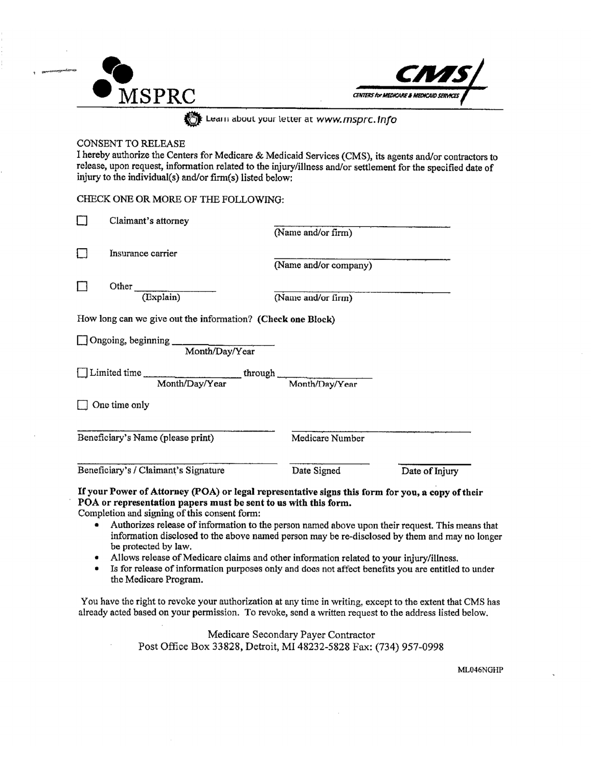MSPRC

CMS
CENTERS for MEDICARE & MEDICAID SERVICES

Learn about your letter at *www.msprc.info*

CONSENT TO RELEASE

I hereby authorize the Centers for Medicare & Medicaid Services (CMS), its agents and/or contractors to release, upon request, information related to the injury/illness and/or settlement for the specified date of injury to the individual(s) and/or firm(s) listed below:

CHECK ONE OR MORE OF THE FOLLOWING:

☐ Claimant's attorney ______________________ (Name and/or firm)

☐ Insurance carrier ______________________ (Name and/or company)

☐ Other __________ (Explain) ______________________ (Name and/or firm)

How long can we give out the information? **(Check one Block)**

☐ Ongoing, beginning __________ Month/Day/Year

☐ Limited time __________ Month/Day/Year through __________ Month/Day/Year

☐ One time only

______________________ Beneficiary's Name (please print) ______________________ Medicare Number

______________________ Beneficiary's / Claimant's Signature __________ Date Signed __________ Date of Injury

**If your Power of Attorney (POA) or legal representative signs this form for you, a copy of their POA or representation papers must be sent to us with this form.**

Completion and signing of this consent form:

- Authorizes release of information to the person named above upon their request. This means that information disclosed to the above named person may be re-disclosed by them and may no longer be protected by law.
- Allows release of Medicare claims and other information related to your injury/illness.
- Is for release of information purposes only and does not affect benefits you are entitled to under the Medicare Program.

You have the right to revoke your authorization at any time in writing, except to the extent that CMS has already acted based on your permission. To revoke, send a written request to the address listed below.

Medicare Secondary Payer Contractor
Post Office Box 33828, Detroit, MI 48232-5828 Fax: (734) 957-0998

ML046NGHP